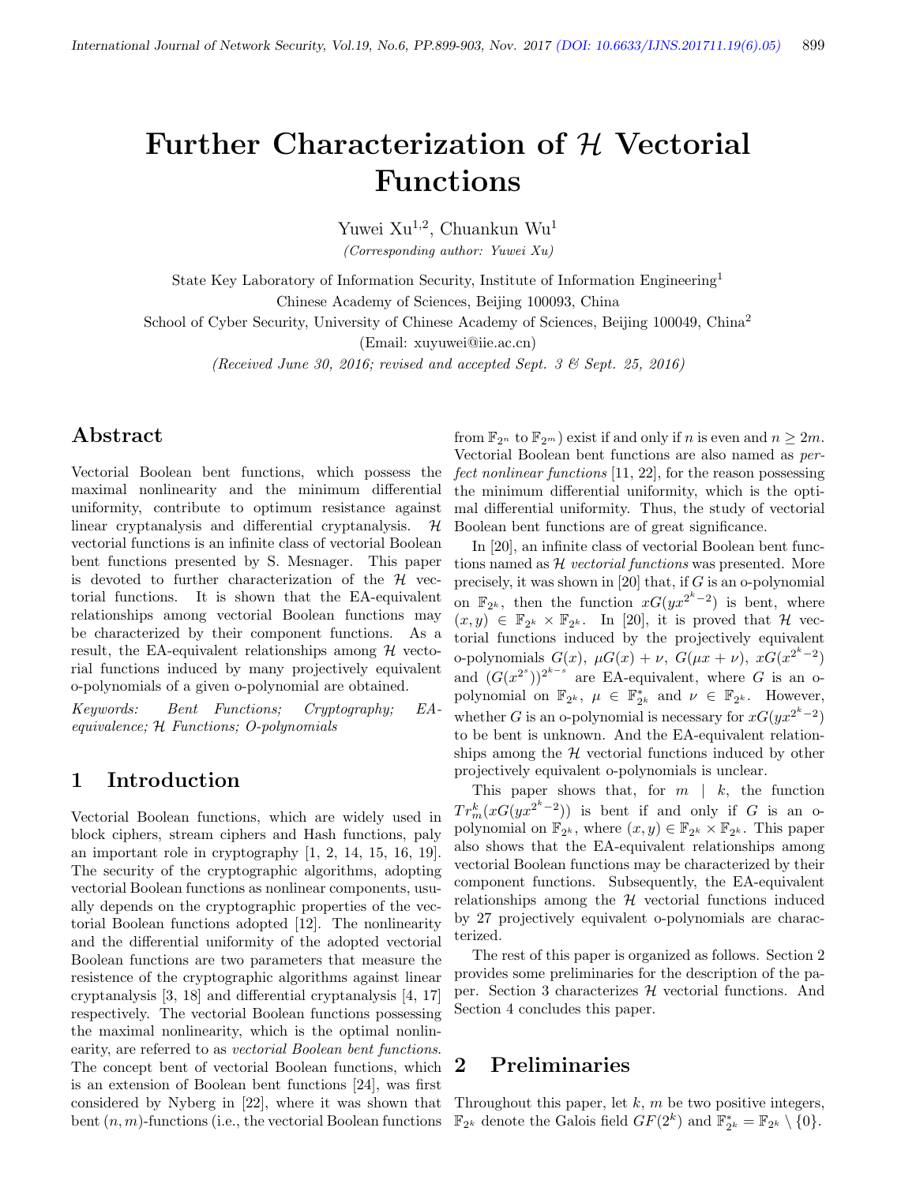# Further Characterization of $\mathcal{H}$ Vectorial Functions

Yuwei Xu[1,2], Chuankun Wu[1]

*(Corresponding author: Yuwei Xu)*

State Key Laboratory of Information Security, Institute of Information Engineering[1]

Chinese Academy of Sciences, Beijing 100093, China

School of Cyber Security, University of Chinese Academy of Sciences, Beijing 100049, China[2]

(Email: xuyuwei@iie.ac.cn)

*(Received June 30, 2016; revised and accepted Sept. 3 & Sept. 25, 2016)*

## Abstract

Vectorial Boolean bent functions, which possess the maximal nonlinearity and the minimum differential uniformity, contribute to optimum resistance against linear cryptanalysis and differential cryptanalysis. $\mathcal{H}$ vectorial functions is an infinite class of vectorial Boolean bent functions presented by S. Mesnager. This paper is devoted to further characterization of the $\mathcal{H}$ vectorial functions. It is shown that the EA-equivalent relationships among vectorial Boolean functions may be characterized by their component functions. As a result, the EA-equivalent relationships among $\mathcal{H}$ vectorial functions induced by many projectively equivalent o-polynomials of a given o-polynomial are obtained.

*Keywords:* *Bent Functions; Cryptography; EA-equivalence; $\mathcal{H}$ Functions; O-polynomials*

## 1 Introduction

Vectorial Boolean functions, which are widely used in block ciphers, stream ciphers and Hash functions, paly an important role in cryptography [1, 2, 14, 15, 16, 19]. The security of the cryptographic algorithms, adopting vectorial Boolean functions as nonlinear components, usually depends on the cryptographic properties of the vectorial Boolean functions adopted [12]. The nonlinearity and the differential uniformity of the adopted vectorial Boolean functions are two parameters that measure the resistence of the cryptographic algorithms against linear cryptanalysis [3, 18] and differential cryptanalysis [4, 17] respectively. The vectorial Boolean functions possessing the maximal nonlinearity, which is the optimal nonlinearity, are referred to as *vectorial Boolean bent functions*. The concept bent of vectorial Boolean functions, which is an extension of Boolean bent functions [24], was first considered by Nyberg in [22], where it was shown that bent $(n, m)$-functions (i.e., the vectorial Boolean functions from $\mathbb{F}_{2^n}$ to $\mathbb{F}_{2^m}$) exist if and only if $n$ is even and $n \geq 2m$. Vectorial Boolean bent functions are also named as *perfect nonlinear functions* [11, 22], for the reason possessing the minimum differential uniformity, which is the optimal differential uniformity. Thus, the study of vectorial Boolean bent functions are of great significance.

In [20], an infinite class of vectorial Boolean bent functions named as $\mathcal{H}$ *vectorial functions* was presented. More precisely, it was shown in [20] that, if $G$ is an o-polynomial on $\mathbb{F}_{2^k}$, then the function $xG(yx^{2^k-2})$ is bent, where $(x, y) \in \mathbb{F}_{2^k} \times \mathbb{F}_{2^k}$. In [20], it is proved that $\mathcal{H}$ vectorial functions induced by the projectively equivalent o-polynomials $G(x)$, $\mu G(x) + \nu$, $G(\mu x + \nu)$, $xG(x^{2^k-2})$ and $(G(x^{2^s}))^{2^{k-s}}$ are EA-equivalent, where $G$ is an o-polynomial on $\mathbb{F}_{2^k}$, $\mu \in \mathbb{F}_{2^k}^*$ and $\nu \in \mathbb{F}_{2^k}$. However, whether $G$ is an o-polynomial is necessary for $xG(yx^{2^k-2})$ to be bent is unknown. And the EA-equivalent relationships among the $\mathcal{H}$ vectorial functions induced by other projectively equivalent o-polynomials is unclear.

This paper shows that, for $m \mid k$, the function $Tr_m^k(xG(yx^{2^k-2}))$ is bent if and only if $G$ is an o-polynomial on $\mathbb{F}_{2^k}$, where $(x, y) \in \mathbb{F}_{2^k} \times \mathbb{F}_{2^k}$. This paper also shows that the EA-equivalent relationships among vectorial Boolean functions may be characterized by their component functions. Subsequently, the EA-equivalent relationships among the $\mathcal{H}$ vectorial functions induced by 27 projectively equivalent o-polynomials are characterized.

The rest of this paper is organized as follows. Section 2 provides some preliminaries for the description of the paper. Section 3 characterizes $\mathcal{H}$ vectorial functions. And Section 4 concludes this paper.

## 2 Preliminaries

Throughout this paper, let $k$, $m$ be two positive integers, $\mathbb{F}_{2^k}$ denote the Galois field $GF(2^k)$ and $\mathbb{F}_{2^k}^* = \mathbb{F}_{2^k} \setminus \{0\}$.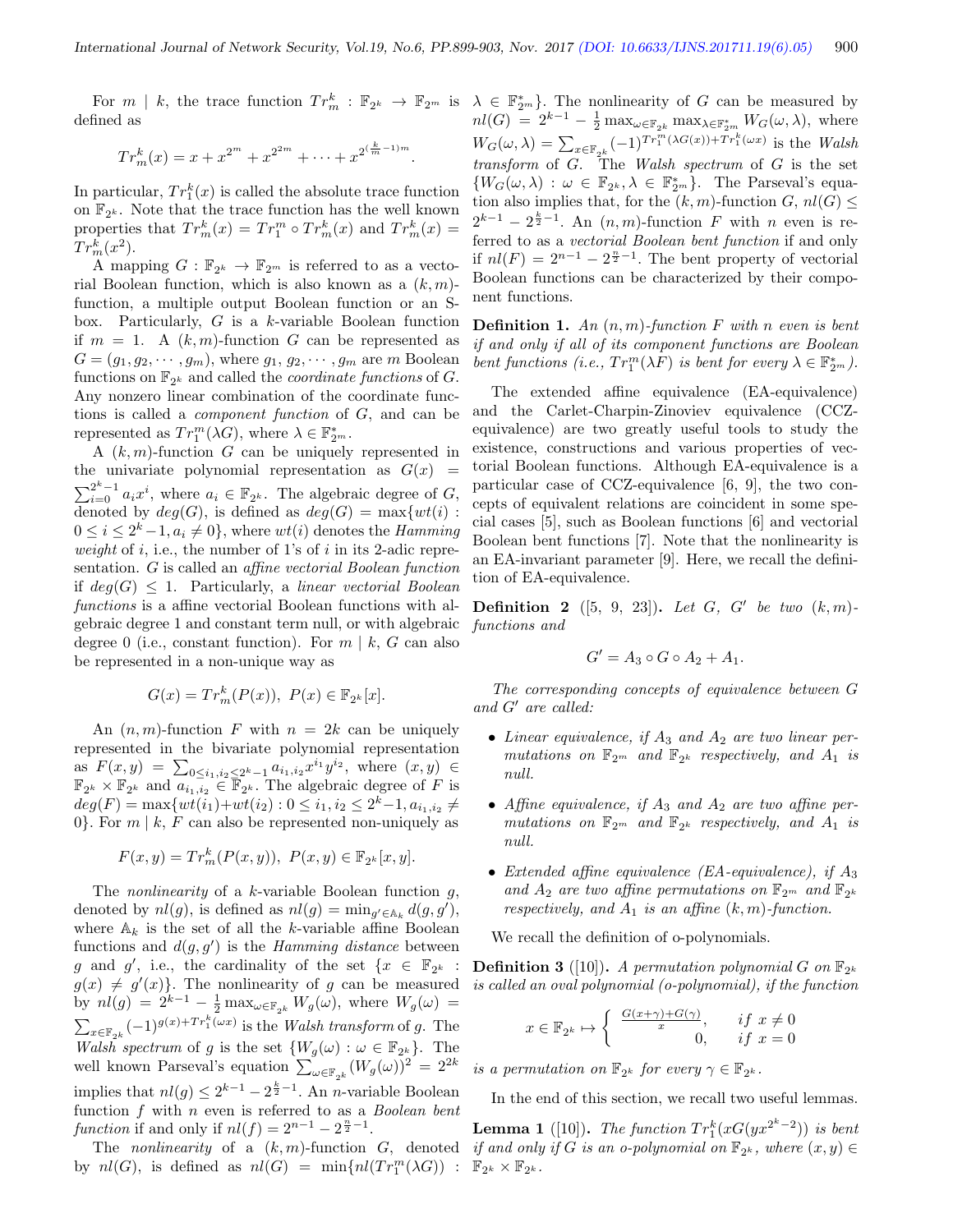For $m \mid k$, the trace function $Tr_m^k : \mathbb{F}_{2^k} \to \mathbb{F}_{2^m}$ is defined as

$$Tr_m^k(x) = x + x^{2^m} + x^{2^{2m}} + \cdots + x^{2^{(\frac{k}{m}-1)m}}.$$

In particular, $Tr_1^k(x)$ is called the absolute trace function on $\mathbb{F}_{2^k}$. Note that the trace function has the well known properties that $Tr_m^k(x) = Tr_1^m \circ Tr_m^k(x)$ and $Tr_m^k(x) = Tr_m^k(x^2)$.

A mapping $G : \mathbb{F}_{2^k} \to \mathbb{F}_{2^m}$ is referred to as a vectorial Boolean function, which is also known as a $(k, m)$-function, a multiple output Boolean function or an S-box. Particularly, $G$ is a $k$-variable Boolean function if $m = 1$. A $(k, m)$-function $G$ can be represented as $G = (g_1, g_2, \cdots, g_m)$, where $g_1, g_2, \cdots, g_m$ are $m$ Boolean functions on $\mathbb{F}_{2^k}$ and called the *coordinate functions* of $G$. Any nonzero linear combination of the coordinate functions is called a *component function* of $G$, and can be represented as $Tr_1^m(\lambda G)$, where $\lambda \in \mathbb{F}_{2^m}^*$.

A $(k, m)$-function $G$ can be uniquely represented in the univariate polynomial representation as $G(x) = \sum_{i=0}^{2^k-1} a_i x^i$, where $a_i \in \mathbb{F}_{2^k}$. The algebraic degree of $G$, denoted by $deg(G)$, is defined as $deg(G) = \max\{wt(i) : 0 \leq i \leq 2^k-1, a_i \neq 0\}$, where $wt(i)$ denotes the *Hamming weight* of $i$, i.e., the number of 1's of $i$ in its 2-adic representation. $G$ is called an *affine vectorial Boolean function* if $deg(G) \leq 1$. Particularly, a *linear vectorial Boolean functions* is a affine vectorial Boolean functions with algebraic degree 1 and constant term null, or with algebraic degree 0 (i.e., constant function). For $m \mid k$, $G$ can also be represented in a non-unique way as

$$G(x) = Tr_m^k(P(x)),\ P(x) \in \mathbb{F}_{2^k}[x].$$

An $(n, m)$-function $F$ with $n = 2k$ can be uniquely represented in the bivariate polynomial representation as $F(x, y) = \sum_{0 \leq i_1, i_2 \leq 2^k-1} a_{i_1,i_2} x^{i_1} y^{i_2}$, where $(x, y) \in \mathbb{F}_{2^k} \times \mathbb{F}_{2^k}$ and $a_{i_1,i_2} \in \mathbb{F}_{2^k}$. The algebraic degree of $F$ is $deg(F) = \max\{wt(i_1)+wt(i_2) : 0 \leq i_1, i_2 \leq 2^k-1, a_{i_1,i_2} \neq 0\}$. For $m \mid k$, $F$ can also be represented non-uniquely as

$$F(x, y) = Tr_m^k(P(x, y)),\ P(x, y) \in \mathbb{F}_{2^k}[x, y].$$

The *nonlinearity* of a $k$-variable Boolean function $g$, denoted by $nl(g)$, is defined as $nl(g) = \min_{g' \in \mathbb{A}_k} d(g, g')$, where $\mathbb{A}_k$ is the set of all the $k$-variable affine Boolean functions and $d(g, g')$ is the *Hamming distance* between $g$ and $g'$, i.e., the cardinality of the set $\{x \in \mathbb{F}_{2^k} : g(x) \neq g'(x)\}$. The nonlinearity of $g$ can be measured by $nl(g) = 2^{k-1} - \frac{1}{2} \max_{\omega \in \mathbb{F}_{2^k}} W_g(\omega)$, where $W_g(\omega) = \sum_{x \in \mathbb{F}_{2^k}} (-1)^{g(x)+Tr_1^k(\omega x)}$ is the *Walsh transform* of $g$. The *Walsh spectrum* of $g$ is the set $\{W_g(\omega) : \omega \in \mathbb{F}_{2^k}\}$. The well known Parseval's equation $\sum_{\omega \in \mathbb{F}_{2^k}} (W_g(\omega))^2 = 2^{2k}$ implies that $nl(g) \leq 2^{k-1} - 2^{\frac{k}{2}-1}$. An $n$-variable Boolean function $f$ with $n$ even is referred to as a *Boolean bent function* if and only if $nl(f) = 2^{n-1} - 2^{\frac{n}{2}-1}$.

The *nonlinearity* of a $(k, m)$-function $G$, denoted by $nl(G)$, is defined as $nl(G) = \min\{nl(Tr_1^m(\lambda G)) : \lambda \in \mathbb{F}_{2^m}^*\}$. The nonlinearity of $G$ can be measured by $nl(G) = 2^{k-1} - \frac{1}{2} \max_{\omega \in \mathbb{F}_{2^k}} \max_{\lambda \in \mathbb{F}_{2^m}^*} W_G(\omega, \lambda)$, where $W_G(\omega, \lambda) = \sum_{x \in \mathbb{F}_{2^k}} (-1)^{Tr_1^m(\lambda G(x))+Tr_1^k(\omega x)}$ is the *Walsh transform* of $G$. The *Walsh spectrum* of $G$ is the set $\{W_G(\omega, \lambda) : \omega \in \mathbb{F}_{2^k}, \lambda \in \mathbb{F}_{2^m}^*\}$. The Parseval's equation also implies that, for the $(k, m)$-function $G$, $nl(G) \leq 2^{k-1} - 2^{\frac{k}{2}-1}$. An $(n, m)$-function $F$ with $n$ even is referred to as a *vectorial Boolean bent function* if and only if $nl(F) = 2^{n-1} - 2^{\frac{n}{2}-1}$. The bent property of vectorial Boolean functions can be characterized by their component functions.

**Definition 1.** *An $(n, m)$-function $F$ with $n$ even is bent if and only if all of its component functions are Boolean bent functions (i.e., $Tr_1^m(\lambda F)$ is bent for every $\lambda \in \mathbb{F}_{2^m}^*$).*

The extended affine equivalence (EA-equivalence) and the Carlet-Charpin-Zinoviev equivalence (CCZ-equivalence) are two greatly useful tools to study the existence, constructions and various properties of vectorial Boolean functions. Although EA-equivalence is a particular case of CCZ-equivalence [6, 9], the two concepts of equivalent relations are coincident in some special cases [5], such as Boolean functions [6] and vectorial Boolean bent functions [7]. Note that the nonlinearity is an EA-invariant parameter [9]. Here, we recall the definition of EA-equivalence.

**Definition 2** ([5, 9, 23])**.** *Let $G$, $G'$ be two $(k, m)$-functions and*

$$G' = A_3 \circ G \circ A_2 + A_1.$$

*The corresponding concepts of equivalence between $G$ and $G'$ are called:*

- *Linear equivalence, if $A_3$ and $A_2$ are two linear permutations on $\mathbb{F}_{2^m}$ and $\mathbb{F}_{2^k}$ respectively, and $A_1$ is null.*
- *Affine equivalence, if $A_3$ and $A_2$ are two affine permutations on $\mathbb{F}_{2^m}$ and $\mathbb{F}_{2^k}$ respectively, and $A_1$ is null.*
- *Extended affine equivalence (EA-equivalence), if $A_3$ and $A_2$ are two affine permutations on $\mathbb{F}_{2^m}$ and $\mathbb{F}_{2^k}$ respectively, and $A_1$ is an affine $(k, m)$-function.*

We recall the definition of o-polynomials.

**Definition 3** ([10])**.** *A permutation polynomial $G$ on $\mathbb{F}_{2^k}$ is called an oval polynomial (o-polynomial), if the function*

$$x \in \mathbb{F}_{2^k} \mapsto \begin{cases} \frac{G(x+\gamma)+G(\gamma)}{x}, & if\ x \neq 0 \\ 0, & if\ x = 0 \end{cases}$$

*is a permutation on $\mathbb{F}_{2^k}$ for every $\gamma \in \mathbb{F}_{2^k}$.*

In the end of this section, we recall two useful lemmas.

**Lemma 1** ([10])**.** *The function $Tr_1^k(xG(yx^{2^k-2}))$ is bent if and only if $G$ is an o-polynomial on $\mathbb{F}_{2^k}$, where $(x, y) \in \mathbb{F}_{2^k} \times \mathbb{F}_{2^k}$.*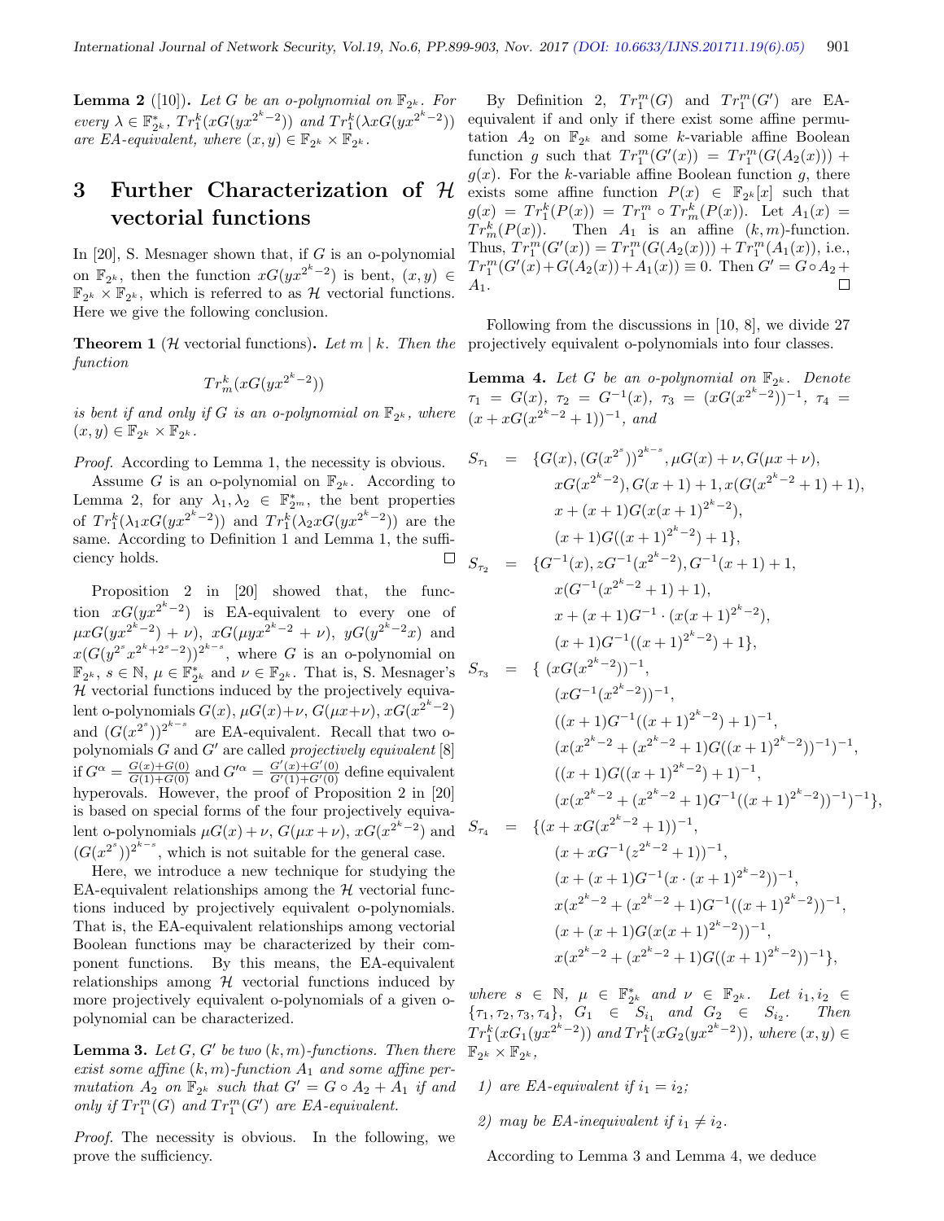**Lemma 2** ([10]). *Let $G$ be an o-polynomial on $\mathbb{F}_{2^k}$. For every $\lambda \in \mathbb{F}_{2^k}^*$, $Tr_1^k(xG(yx^{2^k-2}))$ and $Tr_1^k(\lambda xG(yx^{2^k-2}))$ are EA-equivalent, where $(x, y) \in \mathbb{F}_{2^k} \times \mathbb{F}_{2^k}$.*

# 3 Further Characterization of $\mathcal{H}$ vectorial functions

In [20], S. Mesnager shown that, if $G$ is an o-polynomial on $\mathbb{F}_{2^k}$, then the function $xG(yx^{2^k-2})$ is bent, $(x, y) \in \mathbb{F}_{2^k} \times \mathbb{F}_{2^k}$, which is referred to as $\mathcal{H}$ vectorial functions. Here we give the following conclusion.

**Theorem 1** ($\mathcal{H}$ vectorial functions). *Let $m \mid k$. Then the function*

$$Tr_m^k(xG(yx^{2^k-2}))$$

*is bent if and only if $G$ is an o-polynomial on $\mathbb{F}_{2^k}$, where $(x, y) \in \mathbb{F}_{2^k} \times \mathbb{F}_{2^k}$.*

*Proof.* According to Lemma 1, the necessity is obvious.

Assume $G$ is an o-polynomial on $\mathbb{F}_{2^k}$. According to Lemma 2, for any $\lambda_1, \lambda_2 \in \mathbb{F}_{2^m}^*$, the bent properties of $Tr_1^k(\lambda_1 xG(yx^{2^k-2}))$ and $Tr_1^k(\lambda_2 xG(yx^{2^k-2}))$ are the same. According to Definition 1 and Lemma 1, the sufficiency holds. □

Proposition 2 in [20] showed that, the function $xG(yx^{2^k-2})$ is EA-equivalent to every one of $\mu xG(yx^{2^k-2}) + \nu)$, $xG(\mu yx^{2^k-2} + \nu)$, $yG(y^{2^k-2}x)$ and $x(G(y^{2^s}x^{2^k+2^s-2}))^{2^{k-s}}$, where $G$ is an o-polynomial on $\mathbb{F}_{2^k}$, $s \in \mathbb{N}$, $\mu \in \mathbb{F}_{2^k}^*$ and $\nu \in \mathbb{F}_{2^k}$. That is, S. Mesnager's $\mathcal{H}$ vectorial functions induced by the projectively equivalent o-polynomials $G(x)$, $\mu G(x)+\nu$, $G(\mu x+\nu)$, $xG(x^{2^k-2})$ and $(G(x^{2^s}))^{2^{k-s}}$ are EA-equivalent. Recall that two o-polynomials $G$ and $G'$ are called *projectively equivalent* [8] if $G^\alpha = \frac{G(x)+G(0)}{G(1)+G(0)}$ and $G'^\alpha = \frac{G'(x)+G'(0)}{G'(1)+G'(0)}$ define equivalent hyperovals. However, the proof of Proposition 2 in [20] is based on special forms of the four projectively equivalent o-polynomials $\mu G(x) + \nu$, $G(\mu x + \nu)$, $xG(x^{2^k-2})$ and $(G(x^{2^s}))^{2^{k-s}}$, which is not suitable for the general case.

Here, we introduce a new technique for studying the EA-equivalent relationships among the $\mathcal{H}$ vectorial functions induced by projectively equivalent o-polynomials. That is, the EA-equivalent relationships among vectorial Boolean functions may be characterized by their component functions. By this means, the EA-equivalent relationships among $\mathcal{H}$ vectorial functions induced by more projectively equivalent o-polynomials of a given o-polynomial can be characterized.

**Lemma 3.** *Let $G$, $G'$ be two $(k, m)$-functions. Then there exist some affine $(k, m)$-function $A_1$ and some affine permutation $A_2$ on $\mathbb{F}_{2^k}$ such that $G' = G \circ A_2 + A_1$ if and only if $Tr_1^m(G)$ and $Tr_1^m(G')$ are EA-equivalent.*

*Proof.* The necessity is obvious. In the following, we prove the sufficiency.

By Definition 2, $Tr_1^m(G)$ and $Tr_1^m(G')$ are EA-equivalent if and only if there exist some affine permutation $A_2$ on $\mathbb{F}_{2^k}$ and some $k$-variable affine Boolean function $g$ such that $Tr_1^m(G'(x)) = Tr_1^m(G(A_2(x))) + g(x)$. For the $k$-variable affine Boolean function $g$, there exists some affine function $P(x) \in \mathbb{F}_{2^k}[x]$ such that $g(x) = Tr_1^k(P(x)) = Tr_1^m \circ Tr_m^k(P(x))$. Let $A_1(x) = Tr_m^k(P(x))$. Then $A_1$ is an affine $(k, m)$-function. Thus, $Tr_1^m(G'(x)) = Tr_1^m(G(A_2(x))) + Tr_1^m(A_1(x))$, i.e., $Tr_1^m(G'(x) + G(A_2(x)) + A_1(x)) \equiv 0$. Then $G' = G \circ A_2 + A_1$. □

Following from the discussions in [10, 8], we divide 27 projectively equivalent o-polynomials into four classes.

**Lemma 4.** *Let $G$ be an o-polynomial on $\mathbb{F}_{2^k}$. Denote $\tau_1 = G(x)$, $\tau_2 = G^{-1}(x)$, $\tau_3 = (xG(x^{2^k-2}))^{-1}$, $\tau_4 = (x + xG(x^{2^k-2}+1))^{-1}$, and*

$$
\begin{aligned}
S_{\tau_1} = \{ & G(x), (G(x^{2^s}))^{2^{k-s}}, \mu G(x) + \nu, G(\mu x + \nu), \\
& xG(x^{2^k-2}), G(x+1)+1, x(G(x^{2^k-2}+1)+1), \\
& x + (x+1)G(x(x+1)^{2^k-2}), \\
& (x+1)G((x+1)^{2^k-2}) + 1\}, \\
S_{\tau_2} = \{ & G^{-1}(x), zG^{-1}(x^{2^k-2}), G^{-1}(x+1)+1, \\
& x(G^{-1}(x^{2^k-2}+1)+1), \\
& x + (x+1)G^{-1} \cdot (x(x+1)^{2^k-2}), \\
& (x+1)G^{-1}((x+1)^{2^k-2}) + 1\}, \\
S_{\tau_3} = \{ & (xG(x^{2^k-2}))^{-1}, \\
& (xG^{-1}(x^{2^k-2}))^{-1}, \\
& ((x+1)G^{-1}((x+1)^{2^k-2}) + 1)^{-1}, \\
& (x(x^{2^k-2} + (x^{2^k-2}+1)G((x+1)^{2^k-2}))^{-1})^{-1}, \\
& ((x+1)G((x+1)^{2^k-2}) + 1)^{-1}, \\
& (x(x^{2^k-2} + (x^{2^k-2}+1)G^{-1}((x+1)^{2^k-2}))^{-1})^{-1}\}, \\
S_{\tau_4} = \{ & (x + xG(x^{2^k-2}+1))^{-1}, \\
& (x + xG^{-1}(z^{2^k-2}+1))^{-1}, \\
& (x + (x+1)G^{-1}(x \cdot (x+1)^{2^k-2}))^{-1}, \\
& x(x^{2^k-2} + (x^{2^k-2}+1)G^{-1}((x+1)^{2^k-2}))^{-1}, \\
& (x + (x+1)G(x(x+1)^{2^k-2}))^{-1}, \\
& x(x^{2^k-2} + (x^{2^k-2}+1)G((x+1)^{2^k-2}))^{-1}\},
\end{aligned}
$$

*where $s \in \mathbb{N}$, $\mu \in \mathbb{F}_{2^k}^*$ and $\nu \in \mathbb{F}_{2^k}$. Let $i_1, i_2 \in \{\tau_1, \tau_2, \tau_3, \tau_4\}$, $G_1 \in S_{i_1}$ and $G_2 \in S_{i_2}$. Then $Tr_1^k(xG_1(yx^{2^k-2}))$ and $Tr_1^k(xG_2(yx^{2^k-2}))$, where $(x, y) \in \mathbb{F}_{2^k} \times \mathbb{F}_{2^k}$,*

*1) are EA-equivalent if $i_1 = i_2$;*

*2) may be EA-inequivalent if $i_1 \neq i_2$.*

According to Lemma 3 and Lemma 4, we deduce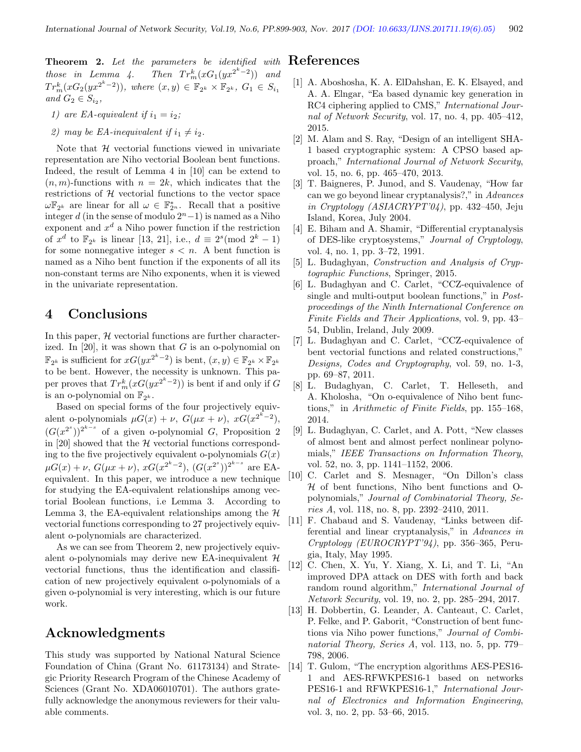**Theorem 2.** *Let the parameters be identified with those in Lemma 4. Then $Tr_m^k(xG_1(yx^{2^k-2}))$ and $Tr_m^k(xG_2(yx^{2^k-2}))$, where $(x, y) \in \mathbb{F}_{2^k} \times \mathbb{F}_{2^k}$, $G_1 \in S_{i_1}$ and $G_2 \in S_{i_2}$,*

1) *are EA-equivalent if $i_1 = i_2$;*
2) *may be EA-inequivalent if $i_1 \neq i_2$.*

Note that $\mathcal{H}$ vectorial functions viewed in univariate representation are Niho vectorial Boolean bent functions. Indeed, the result of Lemma 4 in [10] can be extend to $(n, m)$-functions with $n = 2k$, which indicates that the restrictions of $\mathcal{H}$ vectorial functions to the vector space $\omega\mathbb{F}_{2^k}$ are linear for all $\omega \in \mathbb{F}_{2^n}^*$. Recall that a positive integer $d$ (in the sense of modulo $2^n-1$) is named as a Niho exponent and $x^d$ a Niho power function if the restriction of $x^d$ to $\mathbb{F}_{2^k}$ is linear [13, 21], i.e., $d \equiv 2^s (\text{mod } 2^k - 1)$ for some nonnegative integer $s < n$. A bent function is named as a Niho bent function if the exponents of all its non-constant terms are Niho exponents, when it is viewed in the univariate representation.

# 4 Conclusions

In this paper, $\mathcal{H}$ vectorial functions are further characterized. In [20], it was shown that $G$ is an o-polynomial on $\mathbb{F}_{2^k}$ is sufficient for $xG(yx^{2^k-2})$ is bent, $(x, y) \in \mathbb{F}_{2^k} \times \mathbb{F}_{2^k}$ to be bent. However, the necessity is unknown. This paper proves that $Tr_m^k(xG(yx^{2^k-2}))$ is bent if and only if $G$ is an o-polynomial on $\mathbb{F}_{2^k}$.

Based on special forms of the four projectively equivalent o-polynomials $\mu G(x) + \nu$, $G(\mu x + \nu)$, $xG(x^{2^k-2})$, $(G(x^{2^s}))^{2^{k-s}}$ of a given o-polynomial $G$, Proposition 2 in [20] showed that the $\mathcal{H}$ vectorial functions corresponding to the five projectively equivalent o-polynomials $G(x)$ $\mu G(x) + \nu$, $G(\mu x + \nu)$, $xG(x^{2^k-2})$, $(G(x^{2^s}))^{2^{k-s}}$ are EA-equivalent. In this paper, we introduce a new technique for studying the EA-equivalent relationships among vectorial Boolean functions, i.e Lemma 3. According to Lemma 3, the EA-equivalent relationships among the $\mathcal{H}$ vectorial functions corresponding to 27 projectively equivalent o-polynomials are characterized.

As we can see from Theorem 2, new projectively equivalent o-polynomials may derive new EA-inequivalent $\mathcal{H}$ vectorial functions, thus the identification and classification of new projectively equivalent o-polynomials of a given o-polynomial is very interesting, which is our future work.

# Acknowledgments

This study was supported by National Natural Science Foundation of China (Grant No. 61173134) and Strategic Priority Research Program of the Chinese Academy of Sciences (Grant No. XDA06010701). The authors gratefully acknowledge the anonymous reviewers for their valuable comments.

# References

[1] A. Aboshosha, K. A. ElDahshan, E. K. Elsayed, and A. A. Elngar, "Ea based dynamic key generation in RC4 ciphering applied to CMS," *International Journal of Network Security*, vol. 17, no. 4, pp. 405–412, 2015.

[2] M. Alam and S. Ray, "Design of an intelligent SHA-1 based cryptographic system: A CPSO based approach," *International Journal of Network Security*, vol. 15, no. 6, pp. 465–470, 2013.

[3] T. Baigneres, P. Junod, and S. Vaudenay, "How far can we go beyond linear cryptanalysis?," in *Advances in Cryptology (ASIACRYPT'04)*, pp. 432–450, Jeju Island, Korea, July 2004.

[4] E. Biham and A. Shamir, "Differential cryptanalysis of DES-like cryptosystems," *Journal of Cryptology*, vol. 4, no. 1, pp. 3–72, 1991.

[5] L. Budaghyan, *Construction and Analysis of Cryptographic Functions*, Springer, 2015.

[6] L. Budaghyan and C. Carlet, "CCZ-equivalence of single and multi-output boolean functions," in *Postproceedings of the Ninth International Conference on Finite Fields and Their Applications*, vol. 9, pp. 43–54, Dublin, Ireland, July 2009.

[7] L. Budaghyan and C. Carlet, "CCZ-equivalence of bent vectorial functions and related constructions," *Designs, Codes and Cryptography*, vol. 59, no. 1-3, pp. 69–87, 2011.

[8] L. Budaghyan, C. Carlet, T. Helleseth, and A. Kholosha, "On o-equivalence of Niho bent functions," in *Arithmetic of Finite Fields*, pp. 155–168, 2014.

[9] L. Budaghyan, C. Carlet, and A. Pott, "New classes of almost bent and almost perfect nonlinear polynomials," *IEEE Transactions on Information Theory*, vol. 52, no. 3, pp. 1141–1152, 2006.

[10] C. Carlet and S. Mesnager, "On Dillon's class $\mathcal{H}$ of bent functions, Niho bent functions and O-polynomials," *Journal of Combinatorial Theory, Series A*, vol. 118, no. 8, pp. 2392–2410, 2011.

[11] F. Chabaud and S. Vaudenay, "Links between differential and linear cryptanalysis," in *Advances in Cryptology (EUROCRYPT'94)*, pp. 356–365, Perugia, Italy, May 1995.

[12] C. Chen, X. Yu, Y. Xiang, X. Li, and T. Li, "An improved DPA attack on DES with forth and back random round algorithm," *International Journal of Network Security*, vol. 19, no. 2, pp. 285–294, 2017.

[13] H. Dobbertin, G. Leander, A. Canteaut, C. Carlet, P. Felke, and P. Gaborit, "Construction of bent functions via Niho power functions," *Journal of Combinatorial Theory, Series A*, vol. 113, no. 5, pp. 779–798, 2006.

[14] T. Gulom, "The encryption algorithms AES-PES16-1 and AES-RFWKPES16-1 based on networks PES16-1 and RFWKPES16-1," *International Journal of Electronics and Information Engineering*, vol. 3, no. 2, pp. 53–66, 2015.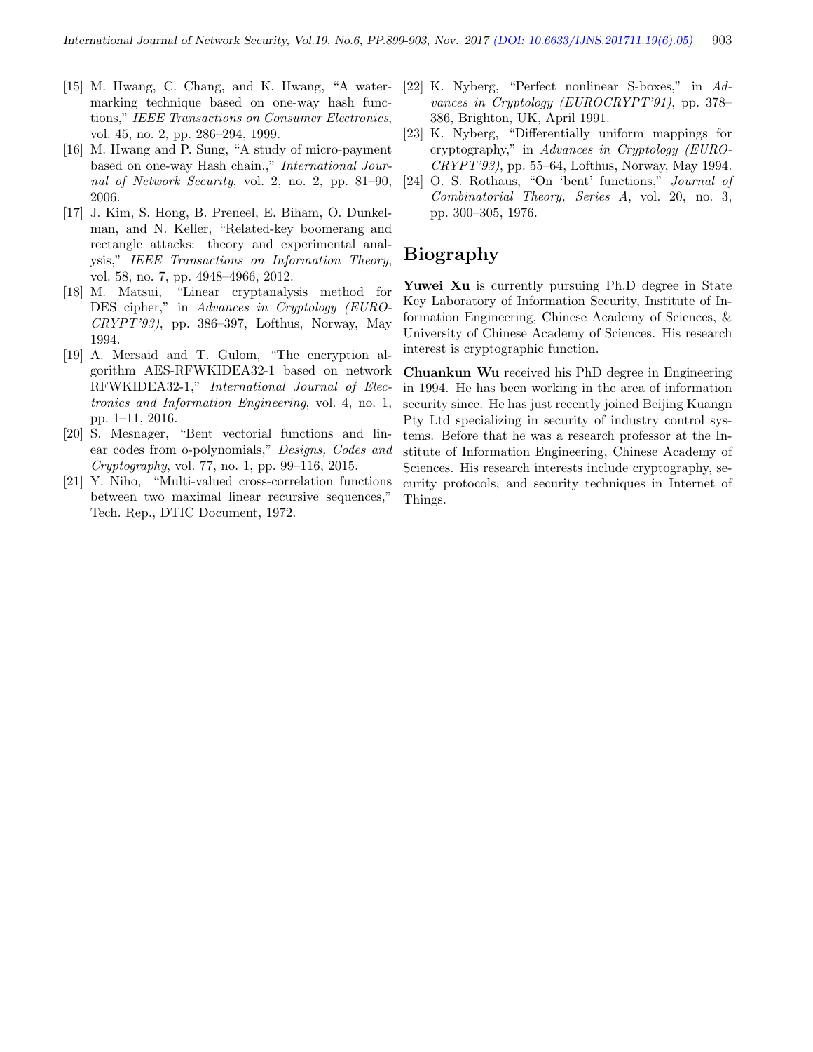[15] M. Hwang, C. Chang, and K. Hwang, "A watermarking technique based on one-way hash functions," *IEEE Transactions on Consumer Electronics*, vol. 45, no. 2, pp. 286–294, 1999.

[16] M. Hwang and P. Sung, "A study of micro-payment based on one-way Hash chain.," *International Journal of Network Security*, vol. 2, no. 2, pp. 81–90, 2006.

[17] J. Kim, S. Hong, B. Preneel, E. Biham, O. Dunkelman, and N. Keller, "Related-key boomerang and rectangle attacks: theory and experimental analysis," *IEEE Transactions on Information Theory*, vol. 58, no. 7, pp. 4948–4966, 2012.

[18] M. Matsui, "Linear cryptanalysis method for DES cipher," in *Advances in Cryptology (EUROCRYPT'93)*, pp. 386–397, Lofthus, Norway, May 1994.

[19] A. Mersaid and T. Gulom, "The encryption algorithm AES-RFWKIDEA32-1 based on network RFWKIDEA32-1," *International Journal of Electronics and Information Engineering*, vol. 4, no. 1, pp. 1–11, 2016.

[20] S. Mesnager, "Bent vectorial functions and linear codes from o-polynomials," *Designs, Codes and Cryptography*, vol. 77, no. 1, pp. 99–116, 2015.

[21] Y. Niho, "Multi-valued cross-correlation functions between two maximal linear recursive sequences," Tech. Rep., DTIC Document, 1972.

[22] K. Nyberg, "Perfect nonlinear S-boxes," in *Advances in Cryptology (EUROCRYPT'91)*, pp. 378–386, Brighton, UK, April 1991.

[23] K. Nyberg, "Differentially uniform mappings for cryptography," in *Advances in Cryptology (EUROCRYPT'93)*, pp. 55–64, Lofthus, Norway, May 1994.

[24] O. S. Rothaus, "On 'bent' functions," *Journal of Combinatorial Theory, Series A*, vol. 20, no. 3, pp. 300–305, 1976.

# Biography

**Yuwei Xu** is currently pursuing Ph.D degree in State Key Laboratory of Information Security, Institute of Information Engineering, Chinese Academy of Sciences, & University of Chinese Academy of Sciences. His research interest is cryptographic function.

**Chuankun Wu** received his PhD degree in Engineering in 1994. He has been working in the area of information security since. He has just recently joined Beijing Kuangn Pty Ltd specializing in security of industry control systems. Before that he was a research professor at the Institute of Information Engineering, Chinese Academy of Sciences. His research interests include cryptography, security protocols, and security techniques in Internet of Things.